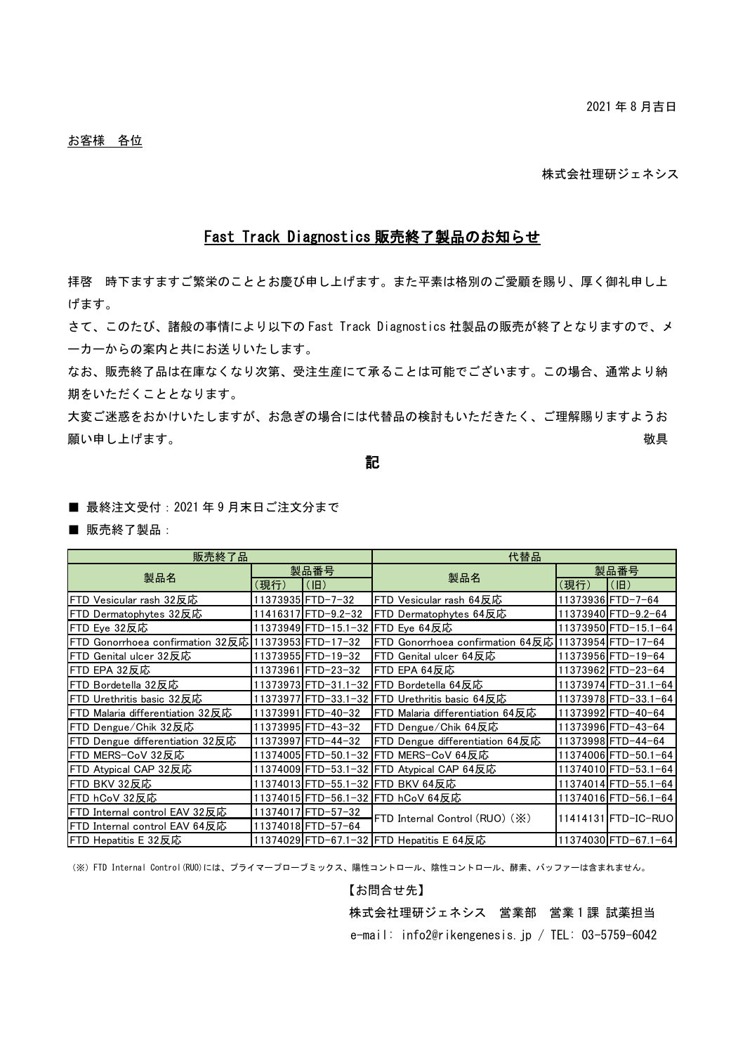2021 年 8 月吉日

お客様　各位

株式会社理研ジェネシス

# Fast Track Diagnostics 販売終了製品のお知らせ

拝啓　時下ますますご繁栄のこととお慶び申し上げます。また平素は格別のご愛顧を賜り、厚く御礼申し上げます。

さて、このたび、諸般の事情により以下の Fast Track Diagnostics 社製品の販売が終了となりますので、メーカーからの案内と共にお送りいたします。

なお、販売終了品は在庫なくなり次第、受注生産にて承ることは可能でございます。この場合、通常より納期をいただくこととなります。

大変ご迷惑をおかけいたしますが、お急ぎの場合には代替品の検討もいただきたく、ご理解賜りますようお願い申し上げます。　　　　　　　　　　　　　　　　　　　　　　　　　　　　　　　　　　　　　敬具

記

■ 最終注文受付：2021 年 9 月末日ご注文分まで

■ 販売終了製品：

| 販売終了品 | | | 代替品 | | |
|---|---|---|---|---|---|
| 製品名 | 製品番号 | | 製品名 | 製品番号 | |
| | (現行) | (旧) | | (現行) | (旧) |
| FTD Vesicular rash 32反応 | 11373935 | FTD-7-32 | FTD Vesicular rash 64反応 | 11373936 | FTD-7-64 |
| FTD Dermatophytes 32反応 | 11416317 | FTD-9.2-32 | FTD Dermatophytes 64反応 | 11373940 | FTD-9.2-64 |
| FTD Eye 32反応 | 11373949 | FTD-15.1-32 | FTD Eye 64反応 | 11373950 | FTD-15.1-64 |
| FTD Gonorrhoea confirmation 32反応 | 11373953 | FTD-17-32 | FTD Gonorrhoea confirmation 64反応 | 11373954 | FTD-17-64 |
| FTD Genital ulcer 32反応 | 11373955 | FTD-19-32 | FTD Genital ulcer 64反応 | 11373956 | FTD-19-64 |
| FTD EPA 32反応 | 11373961 | FTD-23-32 | FTD EPA 64反応 | 11373962 | FTD-23-64 |
| FTD Bordetella 32反応 | 11373973 | FTD-31.1-32 | FTD Bordetella 64反応 | 11373974 | FTD-31.1-64 |
| FTD Urethritis basic 32反応 | 11373977 | FTD-33.1-32 | FTD Urethritis basic 64反応 | 11373978 | FTD-33.1-64 |
| FTD Malaria differentiation 32反応 | 11373991 | FTD-40-32 | FTD Malaria differentiation 64反応 | 11373992 | FTD-40-64 |
| FTD Dengue/Chik 32反応 | 11373995 | FTD-43-32 | FTD Dengue/Chik 64反応 | 11373996 | FTD-43-64 |
| FTD Dengue differentiation 32反応 | 11373997 | FTD-44-32 | FTD Dengue differentiation 64反応 | 11373998 | FTD-44-64 |
| FTD MERS-CoV 32反応 | 11374005 | FTD-50.1-32 | FTD MERS-CoV 64反応 | 11374006 | FTD-50.1-64 |
| FTD Atypical CAP 32反応 | 11374009 | FTD-53.1-32 | FTD Atypical CAP 64反応 | 11374010 | FTD-53.1-64 |
| FTD BKV 32反応 | 11374013 | FTD-55.1-32 | FTD BKV 64反応 | 11374014 | FTD-55.1-64 |
| FTD hCoV 32反応 | 11374015 | FTD-56.1-32 | FTD hCoV 64反応 | 11374016 | FTD-56.1-64 |
| FTD Internal control EAV 32反応 | 11374017 | FTD-57-32 | FTD Internal Control (RUO) (※) | 11414131 | FTD-IC-RUO |
| FTD Internal control EAV 64反応 | 11374018 | FTD-57-64 | | | |
| FTD Hepatitis E 32反応 | 11374029 | FTD-67.1-32 | FTD Hepatitis E 64反応 | 11374030 | FTD-67.1-64 |

(※) FTD Internal Control(RUO)には、プライマープローブミックス、陽性コントロール、陰性コントロール、酵素、バッファーは含まれません。

【お問合せ先】

株式会社理研ジェネシス　営業部　営業 1 課 試薬担当

e-mail: info2@rikengenesis.jp / TEL: 03-5759-6042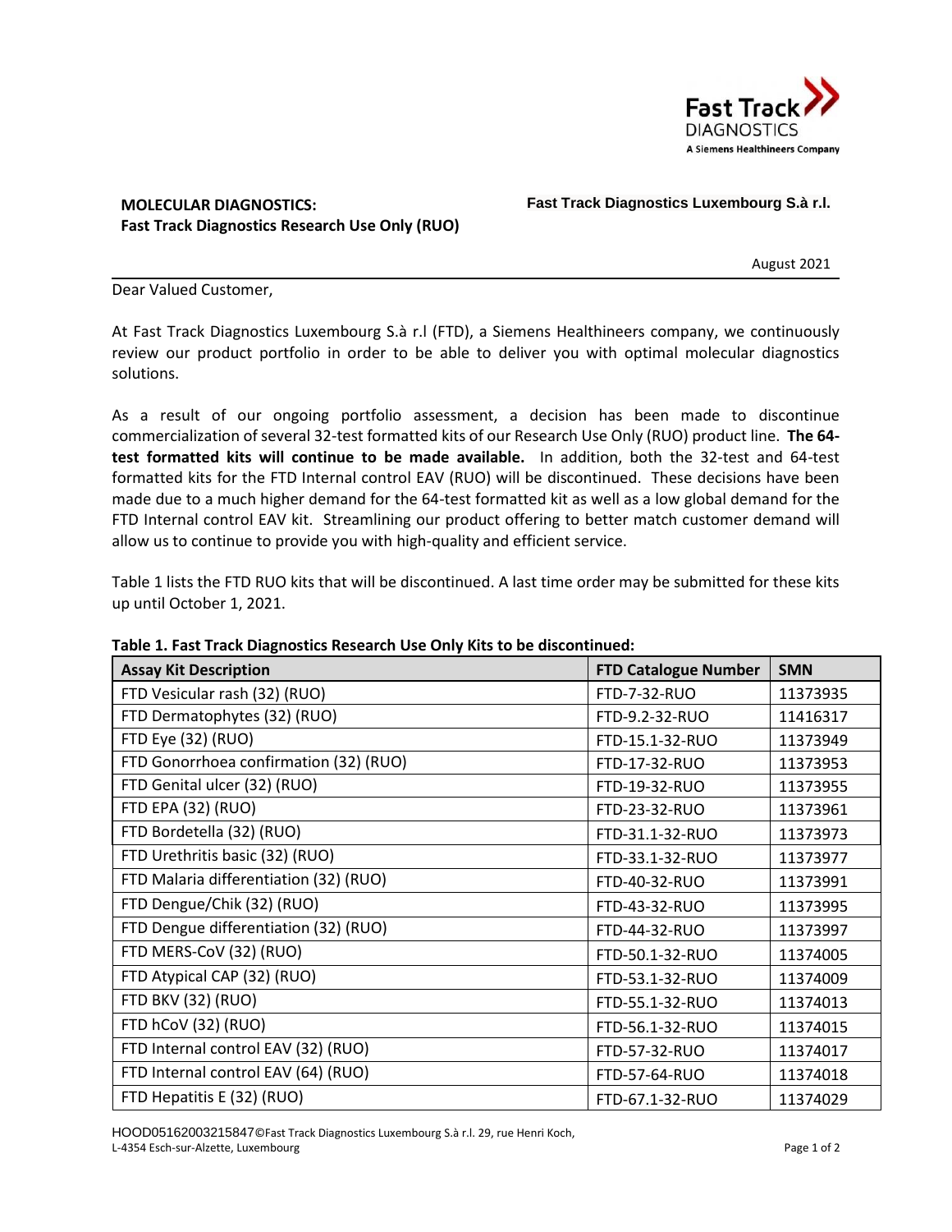**MOLECULAR DIAGNOSTICS:**
**Fast Track Diagnostics Research Use Only (RUO)**

**Fast Track Diagnostics Luxembourg S.à r.l.**

August 2021

Dear Valued Customer,

At Fast Track Diagnostics Luxembourg S.à r.l (FTD), a Siemens Healthineers company, we continuously review our product portfolio in order to be able to deliver you with optimal molecular diagnostics solutions.

As a result of our ongoing portfolio assessment, a decision has been made to discontinue commercialization of several 32-test formatted kits of our Research Use Only (RUO) product line. **The 64-test formatted kits will continue to be made available.** In addition, both the 32-test and 64-test formatted kits for the FTD Internal control EAV (RUO) will be discontinued. These decisions have been made due to a much higher demand for the 64-test formatted kit as well as a low global demand for the FTD Internal control EAV kit. Streamlining our product offering to better match customer demand will allow us to continue to provide you with high-quality and efficient service.

Table 1 lists the FTD RUO kits that will be discontinued. A last time order may be submitted for these kits up until October 1, 2021.

**Table 1. Fast Track Diagnostics Research Use Only Kits to be discontinued:**

| Assay Kit Description | FTD Catalogue Number | SMN |
|---|---|---|
| FTD Vesicular rash (32) (RUO) | FTD-7-32-RUO | 11373935 |
| FTD Dermatophytes (32) (RUO) | FTD-9.2-32-RUO | 11416317 |
| FTD Eye (32) (RUO) | FTD-15.1-32-RUO | 11373949 |
| FTD Gonorrhoea confirmation (32) (RUO) | FTD-17-32-RUO | 11373953 |
| FTD Genital ulcer (32) (RUO) | FTD-19-32-RUO | 11373955 |
| FTD EPA (32) (RUO) | FTD-23-32-RUO | 11373961 |
| FTD Bordetella (32) (RUO) | FTD-31.1-32-RUO | 11373973 |
| FTD Urethritis basic (32) (RUO) | FTD-33.1-32-RUO | 11373977 |
| FTD Malaria differentiation (32) (RUO) | FTD-40-32-RUO | 11373991 |
| FTD Dengue/Chik (32) (RUO) | FTD-43-32-RUO | 11373995 |
| FTD Dengue differentiation (32) (RUO) | FTD-44-32-RUO | 11373997 |
| FTD MERS-CoV (32) (RUO) | FTD-50.1-32-RUO | 11374005 |
| FTD Atypical CAP (32) (RUO) | FTD-53.1-32-RUO | 11374009 |
| FTD BKV (32) (RUO) | FTD-55.1-32-RUO | 11374013 |
| FTD hCoV (32) (RUO) | FTD-56.1-32-RUO | 11374015 |
| FTD Internal control EAV (32) (RUO) | FTD-57-32-RUO | 11374017 |
| FTD Internal control EAV (64) (RUO) | FTD-57-64-RUO | 11374018 |
| FTD Hepatitis E (32) (RUO) | FTD-67.1-32-RUO | 11374029 |

HOOD05162003215847©Fast Track Diagnostics Luxembourg S.à r.l. 29, rue Henri Koch, L-4354 Esch-sur-Alzette, Luxembourg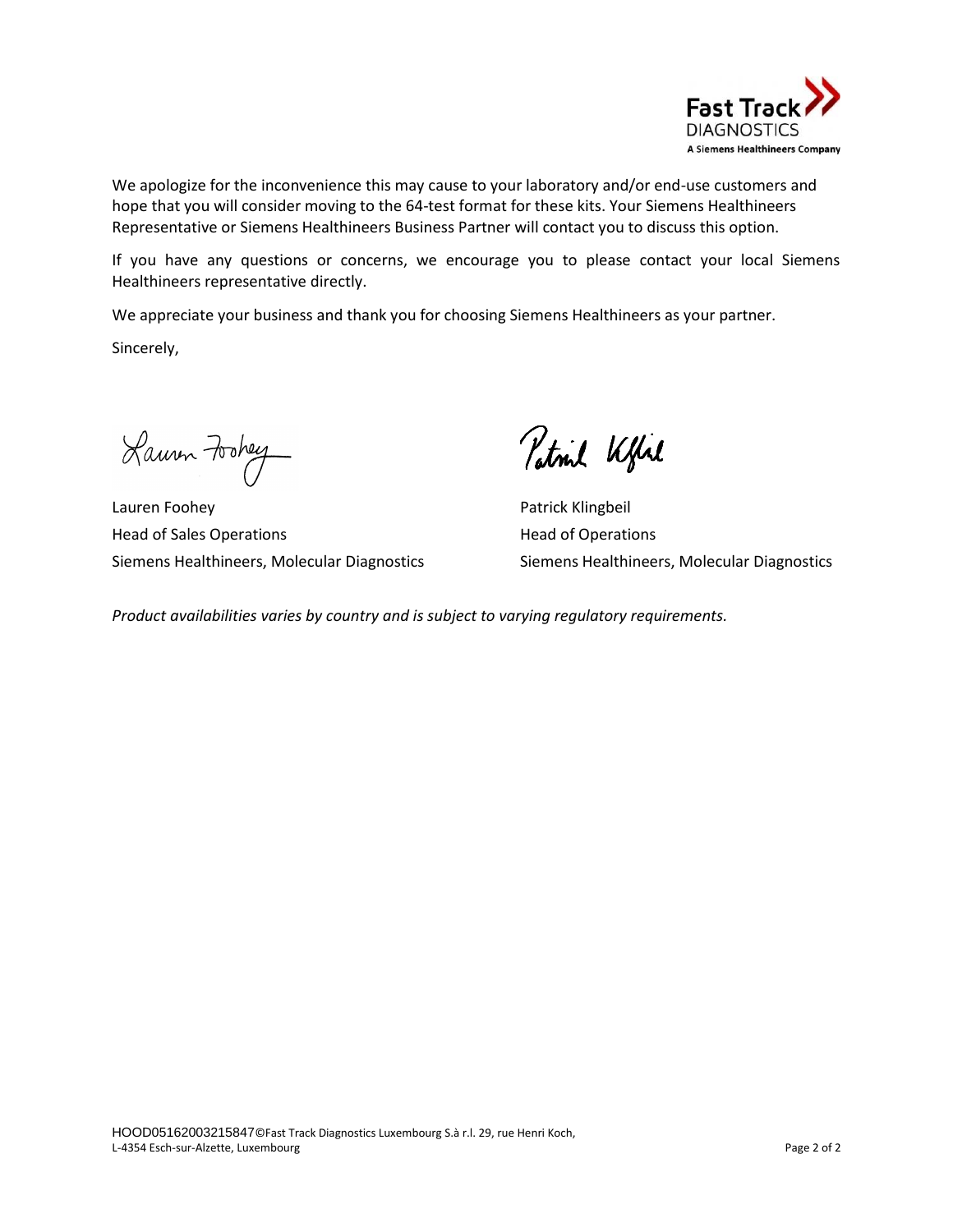We apologize for the inconvenience this may cause to your laboratory and/or end-use customers and hope that you will consider moving to the 64-test format for these kits. Your Siemens Healthineers Representative or Siemens Healthineers Business Partner will contact you to discuss this option.

If you have any questions or concerns, we encourage you to please contact your local Siemens Healthineers representative directly.

We appreciate your business and thank you for choosing Siemens Healthineers as your partner.

Sincerely,

Lauren Foohey
Head of Sales Operations
Siemens Healthineers, Molecular Diagnostics

Patrick Klingbeil
Head of Operations
Siemens Healthineers, Molecular Diagnostics

*Product availabilities varies by country and is subject to varying regulatory requirements.*

HOOD05162003215847©Fast Track Diagnostics Luxembourg S.à r.l. 29, rue Henri Koch, L-4354 Esch-sur-Alzette, Luxembourg